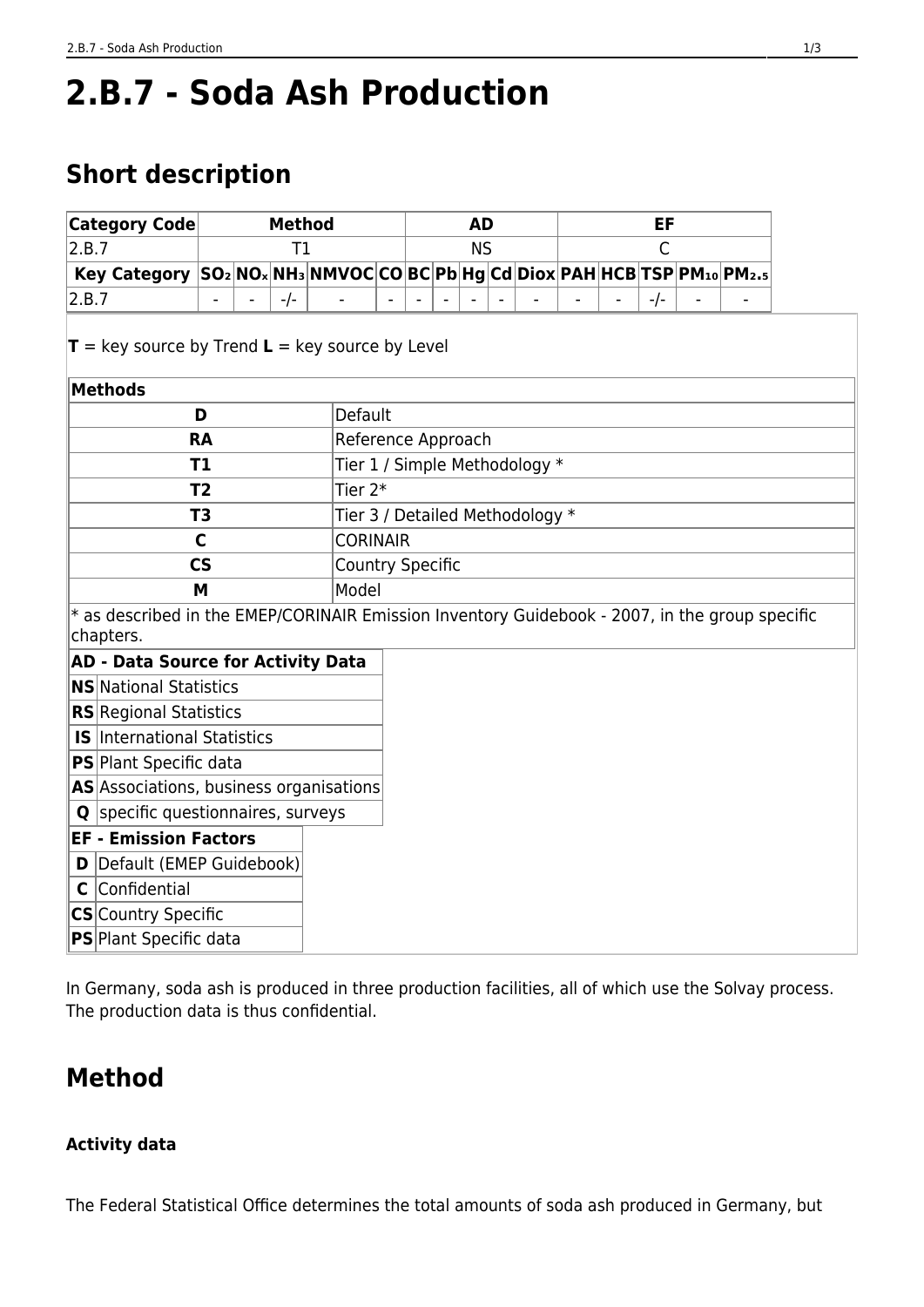# 2.B.7 - Soda Ash Production

## Short description

| Category Code | Method | | | | AD | | | | EF | | | | | | |
|---|---|---|---|---|---|---|---|---|---|---|---|---|---|---|---|
| 2.B.7 | T1 | | | | NS | | | | C | | | | | | |
| **Key Category** | **$SO_2$** | **$NO_x$** | **$NH_3$** | **NMVOC** | **CO** | **BC** | **Pb** | **Hg** | **Cd** | **Diox** | **PAH** | **HCB** | **TSP** | **$PM_{10}$** | **$PM_{2.5}$** |
| 2.B.7 | - | - | -/- | - | - | - | - | - | - | - | - | - | -/- | - | - |

**T** = key source by Trend **L** = key source by Level

| **Methods** | |
|---|---|
| **D** | Default |
| **RA** | Reference Approach |
| **T1** | Tier 1 / Simple Methodology * |
| **T2** | Tier 2* |
| **T3** | Tier 3 / Detailed Methodology * |
| **C** | CORINAIR |
| **CS** | Country Specific |
| **M** | Model |

* as described in the EMEP/CORINAIR Emission Inventory Guidebook - 2007, in the group specific chapters.

| **AD - Data Source for Activity Data** | |
|---|---|
| **NS** | National Statistics |
| **RS** | Regional Statistics |
| **IS** | International Statistics |
| **PS** | Plant Specific data |
| **AS** | Associations, business organisations |
| **Q** | specific questionnaires, surveys |

| **EF - Emission Factors** | |
|---|---|
| **D** | Default (EMEP Guidebook) |
| **C** | Confidential |
| **CS** | Country Specific |
| **PS** | Plant Specific data |

In Germany, soda ash is produced in three production facilities, all of which use the Solvay process. The production data is thus confidential.

## Method

### Activity data

The Federal Statistical Office determines the total amounts of soda ash produced in Germany, but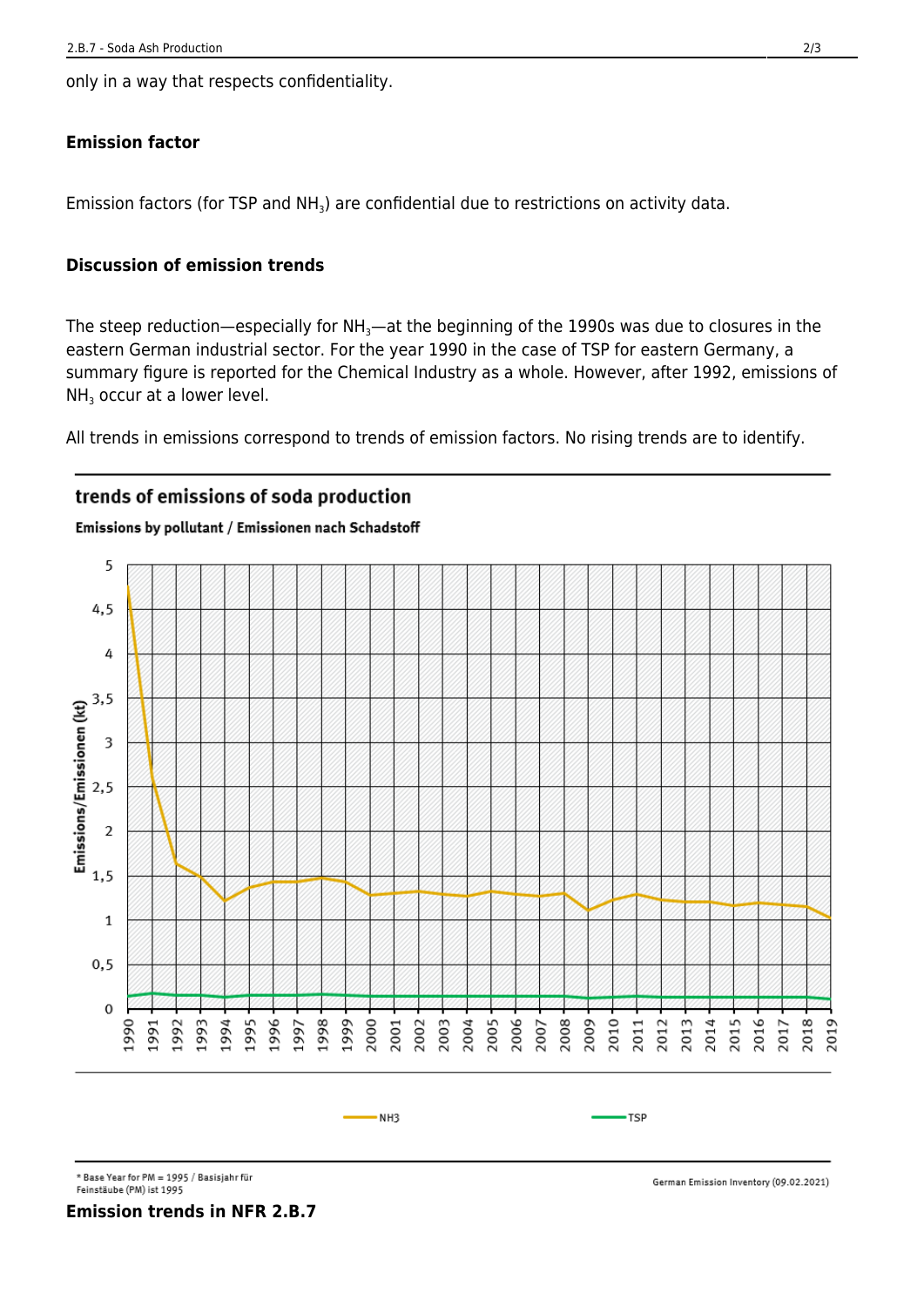only in a way that respects confidentiality.

### Emission factor

Emission factors (for TSP and $NH_3$) are confidential due to restrictions on activity data.

### Discussion of emission trends

The steep reduction—especially for $NH_3$—at the beginning of the 1990s was due to closures in the eastern German industrial sector. For the year 1990 in the case of TSP for eastern Germany, a summary figure is reported for the Chemical Industry as a whole. However, after 1992, emissions of $NH_3$ occur at a lower level.

All trends in emissions correspond to trends of emission factors. No rising trends are to identify.

**Emission trends in NFR 2.B.7**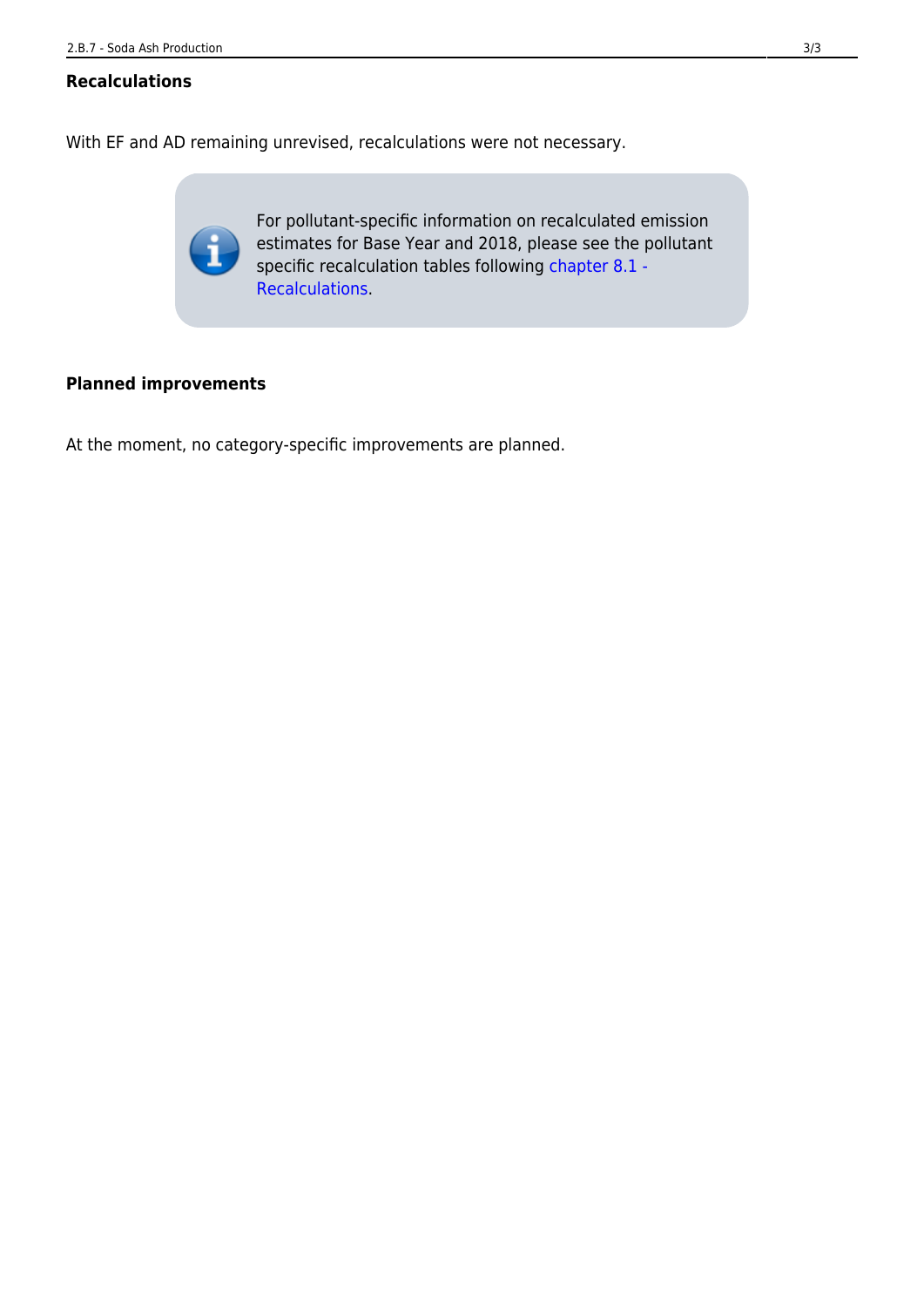### Recalculations

With EF and AD remaining unrevised, recalculations were not necessary.

For pollutant-specific information on recalculated emission estimates for Base Year and 2018, please see the pollutant specific recalculation tables following chapter 8.1 - Recalculations.

### Planned improvements

At the moment, no category-specific improvements are planned.